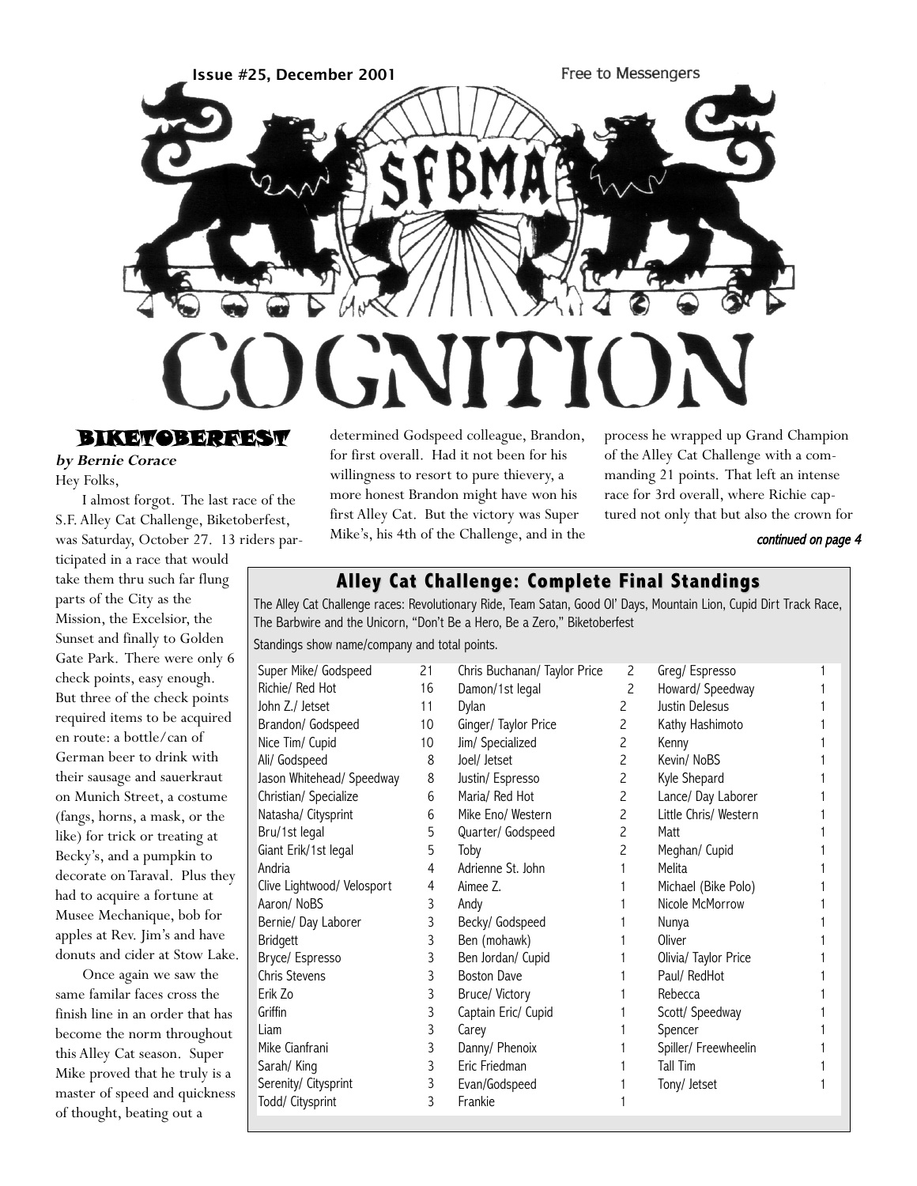Issue #25, December 2001

Free to Messengers

# SFBMA COGNITION

## BIKETOBERFEST

***by Bernie Corace***

Hey Folks,

I almost forgot. The last race of the S.F. Alley Cat Challenge, Biketoberfest, was Saturday, October 27. 13 riders participated in a race that would take them thru such far flung parts of the City as the Mission, the Excelsior, the Sunset and finally to Golden Gate Park. There were only 6 check points, easy enough. But three of the check points required items to be acquired en route: a bottle/can of German beer to drink with their sausage and sauerkraut on Munich Street, a costume (fangs, horns, a mask, or the like) for trick or treating at Becky's, and a pumpkin to decorate on Taraval. Plus they had to acquire a fortune at Musee Mechanique, bob for apples at Rev. Jim's and have donuts and cider at Stow Lake.

Once again we saw the same familar faces cross the finish line in an order that has become the norm throughout this Alley Cat season. Super Mike proved that he truly is a master of speed and quickness of thought, beating out a determined Godspeed colleague, Brandon, for first overall. Had it not been for his willingness to resort to pure thievery, a more honest Brandon might have won his first Alley Cat. But the victory was Super Mike's, his 4th of the Challenge, and in the process he wrapped up Grand Champion of the Alley Cat Challenge with a commanding 21 points. That left an intense race for 3rd overall, where Richie captured not only that but also the crown for

*continued on page 4*

### Alley Cat Challenge: Complete Final Standings

The Alley Cat Challenge races: Revolutionary Ride, Team Satan, Good Ol' Days, Mountain Lion, Cupid Dirt Track Race, The Barbwire and the Unicorn, "Don't Be a Hero, Be a Zero," Biketoberfest

Standings show name/company and total points.

| Name/Company | Points | Name/Company | Points | Name/Company | Points |
|---|---|---|---|---|---|
| Super Mike/ Godspeed | 21 | Chris Buchanan/ Taylor Price | 2 | Greg/ Espresso | 1 |
| Richie/ Red Hot | 16 | Damon/1st legal | 2 | Howard/ Speedway | 1 |
| John Z./ Jetset | 11 | Dylan | 2 | Justin DeJesus | 1 |
| Brandon/ Godspeed | 10 | Ginger/ Taylor Price | 2 | Kathy Hashimoto | 1 |
| Nice Tim/ Cupid | 10 | Jim/ Specialized | 2 | Kenny | 1 |
| Ali/ Godspeed | 8 | Joel/ Jetset | 2 | Kevin/ NoBS | 1 |
| Jason Whitehead/ Speedway | 8 | Justin/ Espresso | 2 | Kyle Shepard | 1 |
| Christian/ Specialize | 6 | Maria/ Red Hot | 2 | Lance/ Day Laborer | 1 |
| Natasha/ Citysprint | 6 | Mike Eno/ Western | 2 | Little Chris/ Western | 1 |
| Bru/1st legal | 5 | Quarter/ Godspeed | 2 | Matt | 1 |
| Giant Erik/1st legal | 5 | Toby | 2 | Meghan/ Cupid | 1 |
| Andria | 4 | Adrienne St. John | 1 | Melita | 1 |
| Clive Lightwood/ Velosport | 4 | Aimee Z. | 1 | Michael (Bike Polo) | 1 |
| Aaron/ NoBS | 3 | Andy | 1 | Nicole McMorrow | 1 |
| Bernie/ Day Laborer | 3 | Becky/ Godspeed | 1 | Nunya | 1 |
| Bridgett | 3 | Ben (mohawk) | 1 | Oliver | 1 |
| Bryce/ Espresso | 3 | Ben Jordan/ Cupid | 1 | Olivia/ Taylor Price | 1 |
| Chris Stevens | 3 | Boston Dave | 1 | Paul/ RedHot | 1 |
| Erik Zo | 3 | Bruce/ Victory | 1 | Rebecca | 1 |
| Griffin | 3 | Captain Eric/ Cupid | 1 | Scott/ Speedway | 1 |
| Liam | 3 | Carey | 1 | Spencer | 1 |
| Mike Cianfrani | 3 | Danny/ Phenoix | 1 | Spiller/ Freewheelin | 1 |
| Sarah/ King | 3 | Eric Friedman | 1 | Tall Tim | 1 |
| Serenity/ Citysprint | 3 | Evan/Godspeed | 1 | Tony/ Jetset | 1 |
| Todd/ Citysprint | 3 | Frankie | 1 | | |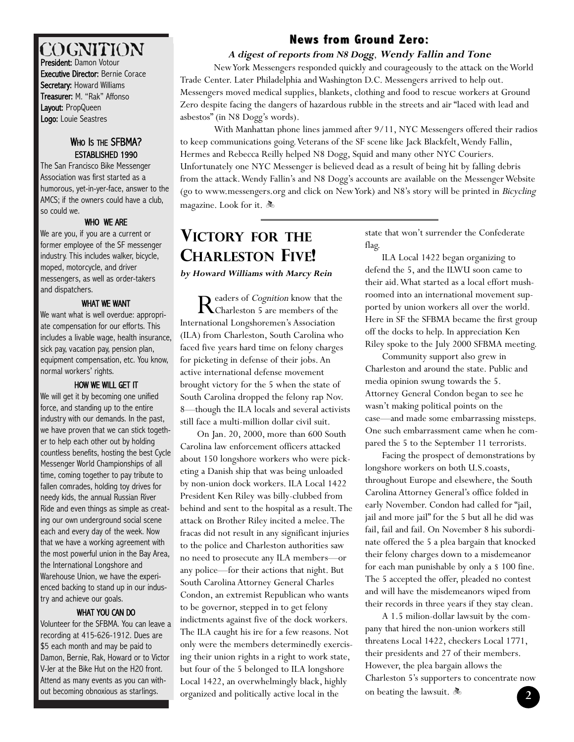# COGNITION

**President:** Damon Votour
**Executive Director:** Bernie Corace
**Secretary:** Howard Williams
**Treasurer:** M. "Rak" Affonso
**Layout:** PropQueen
**Logo:** Louie Seastres

### WHO IS THE SFBMA? ESTABLISHED 1990

The San Francisco Bike Messenger Association was first started as a humorous, yet-in-yer-face, answer to the AMCS; if the owners could have a club, so could we.

#### WHO WE ARE

We are you, if you are a current or former employee of the SF messenger industry. This includes walker, bicycle, moped, motorcycle, and driver messengers, as well as order-takers and dispatchers.

#### WHAT WE WANT

We want what is well overdue: appropriate compensation for our efforts. This includes a livable wage, health insurance, sick pay, vacation pay, pension plan, equipment compensation, etc. You know, normal workers' rights.

#### HOW WE WILL GET IT

We will get it by becoming one unified force, and standing up to the entire industry with our demands. In the past, we have proven that we can stick together to help each other out by holding countless benefits, hosting the best Cycle Messenger World Championships of all time, coming together to pay tribute to fallen comrades, holding toy drives for needy kids, the annual Russian River Ride and even things as simple as creating our own underground social scene each and every day of the week. Now that we have a working agreement with the most powerful union in the Bay Area, the International Longshore and Warehouse Union, we have the experienced backing to stand up in our industry and achieve our goals.

#### WHAT YOU CAN DO

Volunteer for the SFBMA. You can leave a recording at 415-626-1912. Dues are $5 each month and may be paid to Damon, Bernie, Rak, Howard or to Victor V-ler at the Bike Hut on the H2O front. Attend as many events as you can without becoming obnoxious as starlings.

## News from Ground Zero:

***A digest of reports from N8 Dogg, Wendy Fallin and Tone***

New York Messengers responded quickly and courageously to the attack on the World Trade Center. Later Philadelphia and Washington D.C. Messengers arrived to help out. Messengers moved medical supplies, blankets, clothing and food to rescue workers at Ground Zero despite facing the dangers of hazardous rubble in the streets and air "laced with lead and asbestos" (in N8 Dogg's words).

With Manhattan phone lines jammed after 9/11, NYC Messengers offered their radios to keep communications going. Veterans of the SF scene like Jack Blackfelt, Wendy Fallin, Hermes and Rebecca Reilly helped N8 Dogg, Squid and many other NYC Couriers. Unfortunately one NYC Messenger is believed dead as a result of being hit by falling debris from the attack. Wendy Fallin's and N8 Dogg's accounts are available on the Messenger Website (go to www.messengers.org and click on New York) and N8's story will be printed in *Bicycling* magazine. Look for it.

## VICTORY FOR THE CHARLESTON FIVE!

***by Howard Williams with Marcy Rein***

Readers of *Cognition* know that the Charleston 5 are members of the International Longshoremen's Association (ILA) from Charleston, South Carolina who faced five years hard time on felony charges for picketing in defense of their jobs. An active international defense movement brought victory for the 5 when the state of South Carolina dropped the felony rap Nov. 8—though the ILA locals and several activists still face a multi-million dollar civil suit.

On Jan. 20, 2000, more than 600 South Carolina law enforcement officers attacked about 150 longshore workers who were picketing a Danish ship that was being unloaded by non-union dock workers. ILA Local 1422 President Ken Riley was billy-clubbed from behind and sent to the hospital as a result. The attack on Brother Riley incited a melee. The fracas did not result in any significant injuries to the police and Charleston authorities saw no need to prosecute any ILA members—or any police—for their actions that night. But South Carolina Attorney General Charles Condon, an extremist Republican who wants to be governor, stepped in to get felony indictments against five of the dock workers. The ILA caught his ire for a few reasons. Not only were the members determinedly exercising their union rights in a right to work state, but four of the 5 belonged to ILA longshore Local 1422, an overwhelmingly black, highly organized and politically active local in the state that won't surrender the Confederate flag.

ILA Local 1422 began organizing to defend the 5, and the ILWU soon came to their aid. What started as a local effort mushroomed into an international movement supported by union workers all over the world. Here in SF the SFBMA became the first group off the docks to help. In appreciation Ken Riley spoke to the July 2000 SFBMA meeting.

Community support also grew in Charleston and around the state. Public and media opinion swung towards the 5. Attorney General Condon began to see he wasn't making political points on the case—and made some embarrassing missteps. One such embarrassment came when he compared the 5 to the September 11 terrorists.

Facing the prospect of demonstrations by longshore workers on both U.S.coasts, throughout Europe and elsewhere, the South Carolina Attorney General's office folded in early November. Condon had called for "jail, jail and more jail" for the 5 but all he did was fail, fail and fail. On November 8 his subordinate offered the 5 a plea bargain that knocked their felony charges down to a misdemeanor for each man punishable by only a $ 100 fine. The 5 accepted the offer, pleaded no contest and will have the misdemeanors wiped from their records in three years if they stay clean.

A 1.5 milion-dollar lawsuit by the company that hired the non-union workers still threatens Local 1422, checkers Local 1771, their presidents and 27 of their members. However, the plea bargain allows the Charleston 5's supporters to concentrate now on beating the lawsuit.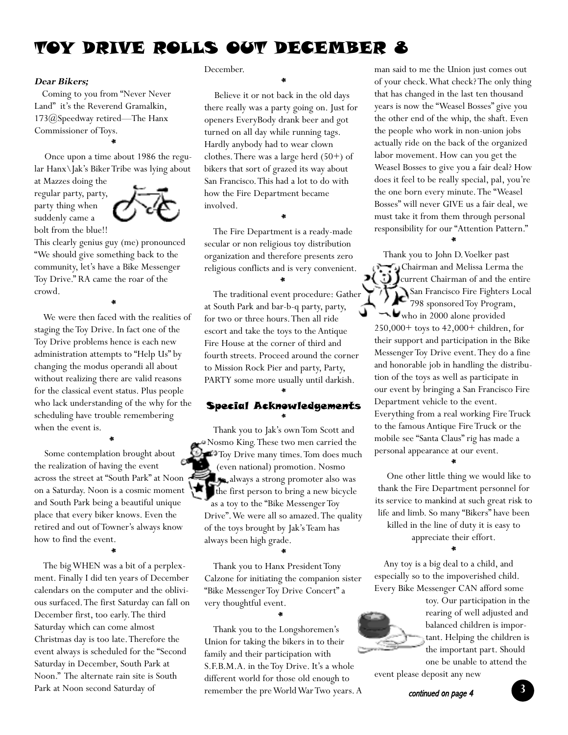# TOY DRIVE ROLLS OUT DECEMBER 8

***Dear Bikers;***

Coming to you from "Never Never Land" it's the Reverend Gramalkin, 173@Speedway retired—The Hanx Commissioner of Toys.

*

Once upon a time about 1986 the regular Hanx\Jak's Biker Tribe was lying about at Mazzes doing the regular party, party, party thing when suddenly came a bolt from the blue!! This clearly genius guy (me) pronounced "We should give something back to the community, let's have a Bike Messenger Toy Drive." RA came the roar of the crowd.

*

We were then faced with the realities of staging the Toy Drive. In fact one of the Toy Drive problems hence is each new administration attempts to "Help Us" by changing the modus operandi all about without realizing there are valid reasons for the classical event status. Plus people who lack understanding of the why for the scheduling have trouble remembering when the event is.

*

Some contemplation brought about the realization of having the event across the street at "South Park" at Noon on a Saturday. Noon is a cosmic moment and South Park being a beautiful unique place that every biker knows. Even the retired and out of Towner's always know how to find the event.

*

The big WHEN was a bit of a perplexment. Finally I did ten years of December calendars on the computer and the oblivious surfaced. The first Saturday can fall on December first, too early. The third Saturday which can come almost Christmas day is too late. Therefore the event always is scheduled for the "Second Saturday in December, South Park at Noon." The alternate rain site is South Park at Noon second Saturday of December.

*

Believe it or not back in the old days there really was a party going on. Just for openers EveryBody drank beer and got turned on all day while running tags. Hardly anybody had to wear clown clothes. There was a large herd (50+) of bikers that sort of grazed its way about San Francisco. This had a lot to do with how the Fire Department became involved.

*

The Fire Department is a ready-made secular or non religious toy distribution organization and therefore presents zero religious conflicts and is very convenient.

*

The traditional event procedure: Gather at South Park and bar-b-q party, party, for two or three hours. Then all ride escort and take the toys to the Antique Fire House at the corner of third and fourth streets. Proceed around the corner to Mission Rock Pier and party, Party, PARTY some more usually until darkish.

*

## Special Acknowledgements

*

Thank you to Jak's own Tom Scott and Nosmo King. These two men carried the Toy Drive many times. Tom does much (even national) promotion. Nosmo always a strong promoter also was the first person to bring a new bicycle as a toy to the "Bike Messenger Toy Drive". We were all so amazed. The quality of the toys brought by Jak's Team has always been high grade.

*

Thank you to Hanx President Tony Calzone for initiating the companion sister "Bike Messenger Toy Drive Concert" a very thoughtful event.

*

Thank you to the Longshoremen's Union for taking the bikers in to their family and their participation with S.F.B.M.A. in the Toy Drive. It's a whole different world for those old enough to remember the pre World War Two years. A man said to me the Union just comes out of your check. What check? The only thing that has changed in the last ten thousand years is now the "Weasel Bosses" give you the other end of the whip, the shaft. Even the people who work in non-union jobs actually ride on the back of the organized labor movement. How can you get the Weasel Bosses to give you a fair deal? How does it feel to be really special, pal, you're the one born every minute. The "Weasel Bosses" will never GIVE us a fair deal, we must take it from them through personal responsibility for our "Attention Pattern."

*

Thank you to John D. Voelker past Chairman and Melissa Lerma the current Chairman of and the entire San Francisco Fire Fighters Local 798 sponsored Toy Program, who in 2000 alone provided 250,000+ toys to 42,000+ children, for their support and participation in the Bike Messenger Toy Drive event. They do a fine and honorable job in handling the distribution of the toys as well as participate in our event by bringing a San Francisco Fire Department vehicle to the event. Everything from a real working Fire Truck to the famous Antique Fire Truck or the mobile see "Santa Claus" rig has made a personal appearance at our event.

*

One other little thing we would like to thank the Fire Department personnel for its service to mankind at such great risk to life and limb. So many "Bikers" have been killed in the line of duty it is easy to appreciate their effort.

*

Any toy is a big deal to a child, and especially so to the impoverished child. Every Bike Messenger CAN afford some toy. Our participation in the rearing of well adjusted and balanced children is important. Helping the children is the important part. Should one be unable to attend the event please deposit any new

*continued on page 4*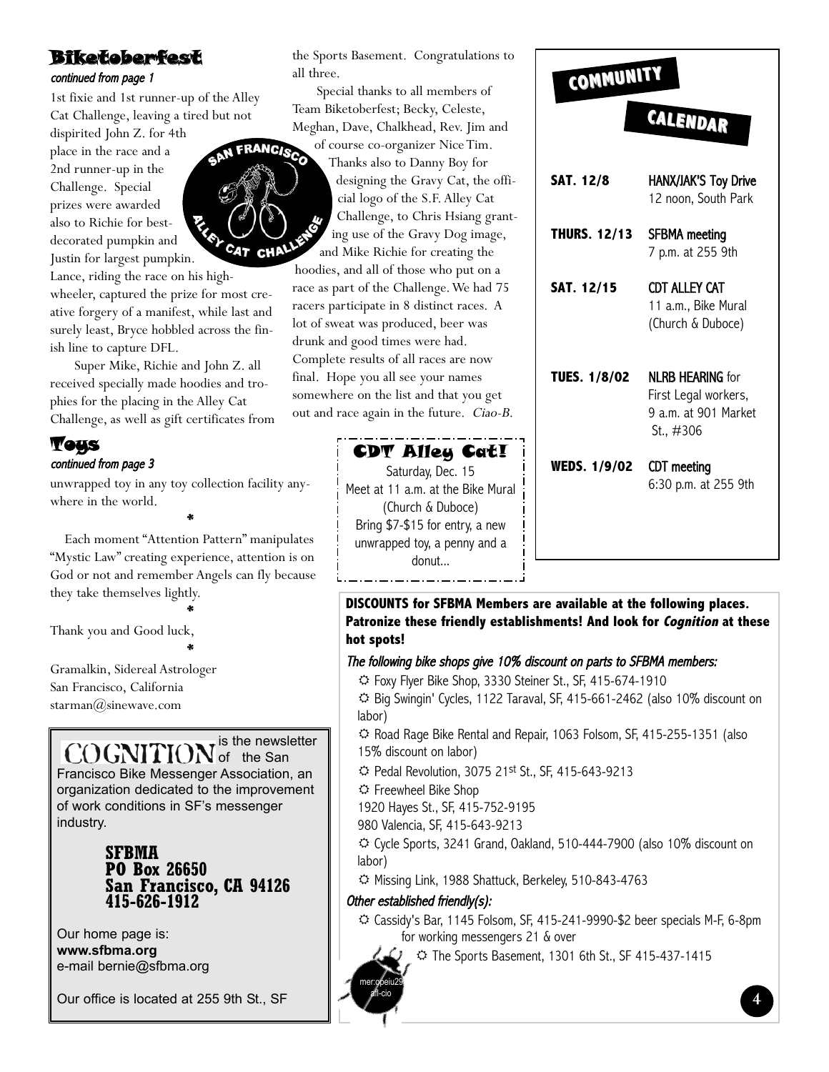## Biketoberfest

*continued from page 1*

1st fixie and 1st runner-up of the Alley Cat Challenge, leaving a tired but not dispirited John Z. for 4th place in the race and a 2nd runner-up in the Challenge. Special prizes were awarded also to Richie for best-decorated pumpkin and Justin for largest pumpkin. Lance, riding the race on his high-wheeler, captured the prize for most creative forgery of a manifest, while last and surely least, Bryce hobbled across the finish line to capture DFL.

Super Mike, Richie and John Z. all received specially made hoodies and trophies for the placing in the Alley Cat Challenge, as well as gift certificates from the Sports Basement. Congratulations to all three.

Special thanks to all members of Team Biketoberfest; Becky, Celeste, Meghan, Dave, Chalkhead, Rev. Jim and of course co-organizer Nice Tim. Thanks also to Danny Boy for designing the Gravy Cat, the official logo of the S.F. Alley Cat Challenge, to Chris Hsiang granting use of the Gravy Dog image, and Mike Richie for creating the hoodies, and all of those who put on a race as part of the Challenge. We had 75 racers participate in 8 distinct races. A lot of sweat was produced, beer was drunk and good times were had. Complete results of all races are now final. Hope you all see your names somewhere on the list and that you get out and race again in the future. *Ciao-B.*

## Toys

*continued from page 3*

unwrapped toy in any toy collection facility anywhere in the world.

*

Each moment "Attention Pattern" manipulates "Mystic Law" creating experience, attention is on God or not and remember Angels can fly because they take themselves lightly.

*

Thank you and Good luck,

*

Gramalkin, Sidereal Astrologer
San Francisco, California
starman@sinewave.com

## CDT Alley Cat!

Saturday, Dec. 15
Meet at 11 a.m. at the Bike Mural (Church & Duboce)
Bring $7-$15 for entry, a new unwrapped toy, a penny and a donut...

## COMMUNITY CALENDAR

**SAT. 12/8** — HANX/JAK'S Toy Drive
12 noon, South Park

**THURS. 12/13** — SFBMA meeting
7 p.m. at 255 9th

**SAT. 12/15** — CDT ALLEY CAT
11 a.m., Bike Mural (Church & Duboce)

**TUES. 1/8/02** — NLRB HEARING for First Legal workers,
9 a.m. at 901 Market St., #306

**WEDS. 1/9/02** — CDT meeting
6:30 p.m. at 255 9th

---

COGNITION is the newsletter of the San Francisco Bike Messenger Association, an organization dedicated to the improvement of work conditions in SF's messenger industry.

**SFBMA**
**PO Box 26650**
**San Francisco, CA 94126**
**415-626-1912**

Our home page is:
**www.sfbma.org**
e-mail bernie@sfbma.org

Our office is located at 255 9th St., SF

---

**DISCOUNTS for SFBMA Members are available at the following places. Patronize these friendly establishments! And look for *Cognition* at these hot spots!**

*The following bike shops give 10% discount on parts to SFBMA members:*

- Foxy Flyer Bike Shop, 3330 Steiner St., SF, 415-674-1910
- Big Swingin' Cycles, 1122 Taraval, SF, 415-661-2462 (also 10% discount on labor)
- Road Rage Bike Rental and Repair, 1063 Folsom, SF, 415-255-1351 (also 15% discount on labor)
- Pedal Revolution, 3075 21st St., SF, 415-643-9213
- Freewheel Bike Shop
  1920 Hayes St., SF, 415-752-9195
  980 Valencia, SF, 415-643-9213
- Cycle Sports, 3241 Grand, Oakland, 510-444-7900 (also 10% discount on labor)
- Missing Link, 1988 Shattuck, Berkeley, 510-843-4763

*Other established friendly(s):*

- Cassidy's Bar, 1145 Folsom, SF, 415-241-9990-$2 beer specials M-F, 6-8pm for working messengers 21 & over
- The Sports Basement, 1301 6th St., SF 415-437-1415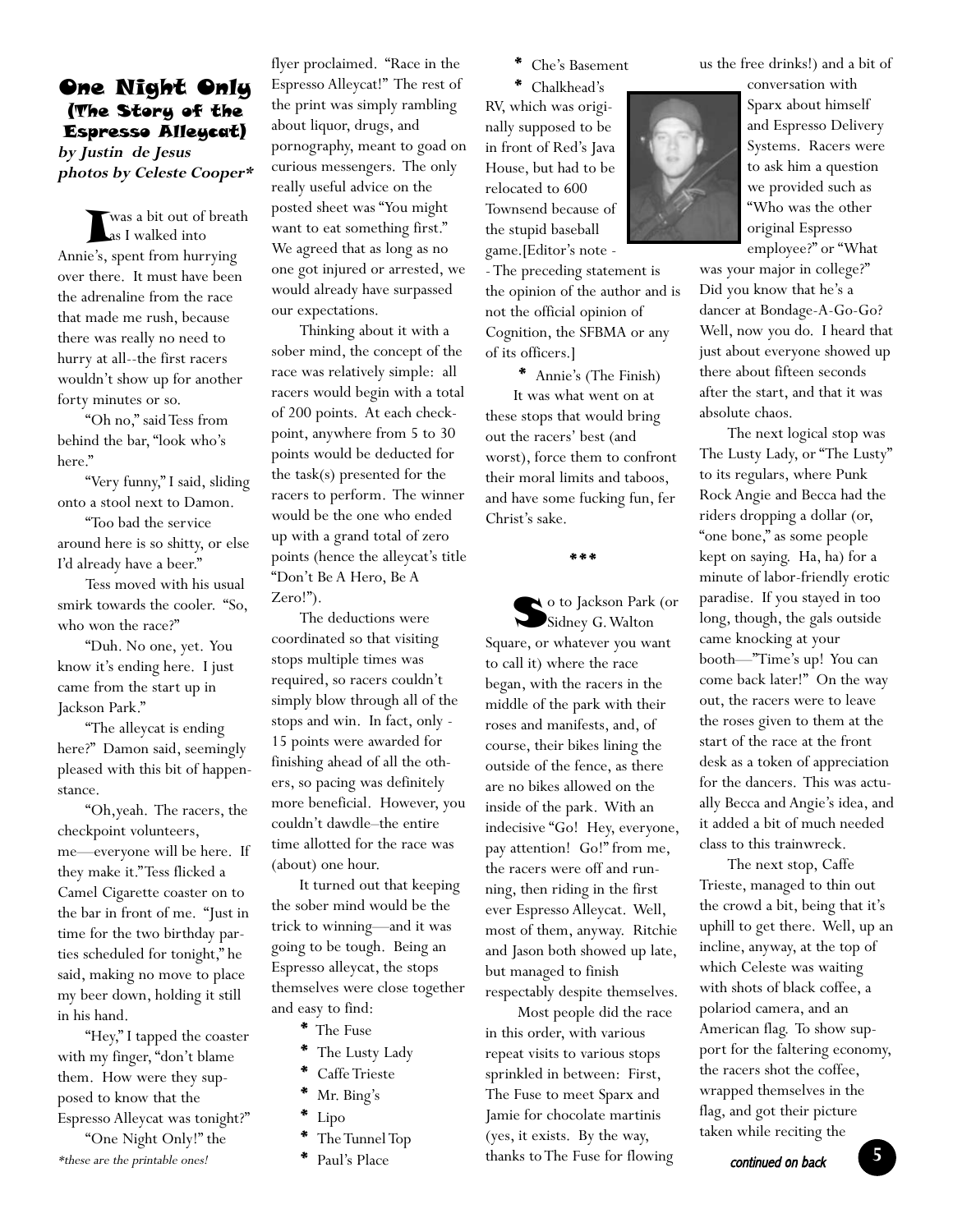# One Night Only
## (The Story of the Espresso Alleycat)

***by Justin de Jesus***
***photos by Celeste Cooper****

I was a bit out of breath as I walked into Annie's, spent from hurrying over there. It must have been the adrenaline from the race that made me rush, because there was really no need to hurry at all--the first racers wouldn't show up for another forty minutes or so.

"Oh no," said Tess from behind the bar, "look who's here."

"Very funny," I said, sliding onto a stool next to Damon.

"Too bad the service around here is so shitty, or else I'd already have a beer."

Tess moved with his usual smirk towards the cooler. "So, who won the race?"

"Duh. No one, yet. You know it's ending here. I just came from the start up in Jackson Park."

"The alleycat is ending here?" Damon said, seemingly pleased with this bit of happenstance.

"Oh,yeah. The racers, the checkpoint volunteers, me—everyone will be here. If they make it." Tess flicked a Camel Cigarette coaster on to the bar in front of me. "Just in time for the two birthday parties scheduled for tonight," he said, making no move to place my beer down, holding it still in his hand.

"Hey," I tapped the coaster with my finger, "don't blame them. How were they supposed to know that the Espresso Alleycat was tonight?"

"One Night Only!" the flyer proclaimed. "Race in the Espresso Alleycat!" The rest of the print was simply rambling about liquor, drugs, and pornography, meant to goad on curious messengers. The only really useful advice on the posted sheet was "You might want to eat something first." We agreed that as long as no one got injured or arrested, we would already have surpassed our expectations.

Thinking about it with a sober mind, the concept of the race was relatively simple: all racers would begin with a total of 200 points. At each checkpoint, anywhere from 5 to 30 points would be deducted for the task(s) presented for the racers to perform. The winner would be the one who ended up with a grand total of zero points (hence the alleycat's title "Don't Be A Hero, Be A Zero!").

The deductions were coordinated so that visiting stops multiple times was required, so racers couldn't simply blow through all of the stops and win. In fact, only -15 points were awarded for finishing ahead of all the others, so pacing was definitely more beneficial. However, you couldn't dawdle–the entire time allotted for the race was (about) one hour.

It turned out that keeping the sober mind would be the trick to winning—and it was going to be tough. Being an Espresso alleycat, the stops themselves were close together and easy to find:

* The Fuse
* The Lusty Lady
* Caffe Trieste
* Mr. Bing's
* Lipo
* The Tunnel Top
* Paul's Place
* Che's Basement
* Chalkhead's RV, which was originally supposed to be in front of Red's Java House, but had to be relocated to 600 Townsend because of the stupid baseball game.[Editor's note - - The preceding statement is the opinion of the author and is not the official opinion of Cognition, the SFBMA or any of its officers.]
* Annie's (The Finish)

It was what went on at these stops that would bring out the racers' best (and worst), force them to confront their moral limits and taboos, and have some fucking fun, fer Christ's sake.

\*\*\*

So to Jackson Park (or Sidney G. Walton Square, or whatever you want to call it) where the race began, with the racers in the middle of the park with their roses and manifests, and, of course, their bikes lining the outside of the fence, as there are no bikes allowed on the inside of the park. With an indecisive "Go! Hey, everyone, pay attention! Go!" from me, the racers were off and running, then riding in the first ever Espresso Alleycat. Well, most of them, anyway. Ritchie and Jason both showed up late, but managed to finish respectably despite themselves.

Most people did the race in this order, with various repeat visits to various stops sprinkled in between: First, The Fuse to meet Sparx and Jamie for chocolate martinis (yes, it exists. By the way, thanks to The Fuse for flowing us the free drinks!) and a bit of conversation with Sparx about himself and Espresso Delivery Systems. Racers were to ask him a question we provided such as "Who was the other original Espresso employee?" or "What was your major in college?" Did you know that he's a dancer at Bondage-A-Go-Go? Well, now you do. I heard that just about everyone showed up there about fifteen seconds after the start, and that it was absolute chaos.

The next logical stop was The Lusty Lady, or "The Lusty" to its regulars, where Punk Rock Angie and Becca had the riders dropping a dollar (or, "one bone," as some people kept on saying. Ha, ha) for a minute of labor-friendly erotic paradise. If you stayed in too long, though, the gals outside came knocking at your booth—"Time's up! You can come back later!" On the way out, the racers were to leave the roses given to them at the start of the race at the front desk as a token of appreciation for the dancers. This was actually Becca and Angie's idea, and it added a bit of much needed class to this trainwreck.

The next stop, Caffe Trieste, managed to thin out the crowd a bit, being that it's uphill to get there. Well, up an incline, anyway, at the top of which Celeste was waiting with shots of black coffee, a polariod camera, and an American flag. To show support for the faltering economy, the racers shot the coffee, wrapped themselves in the flag, and got their picture taken while reciting the

*continued on back*

\*these are the printable ones!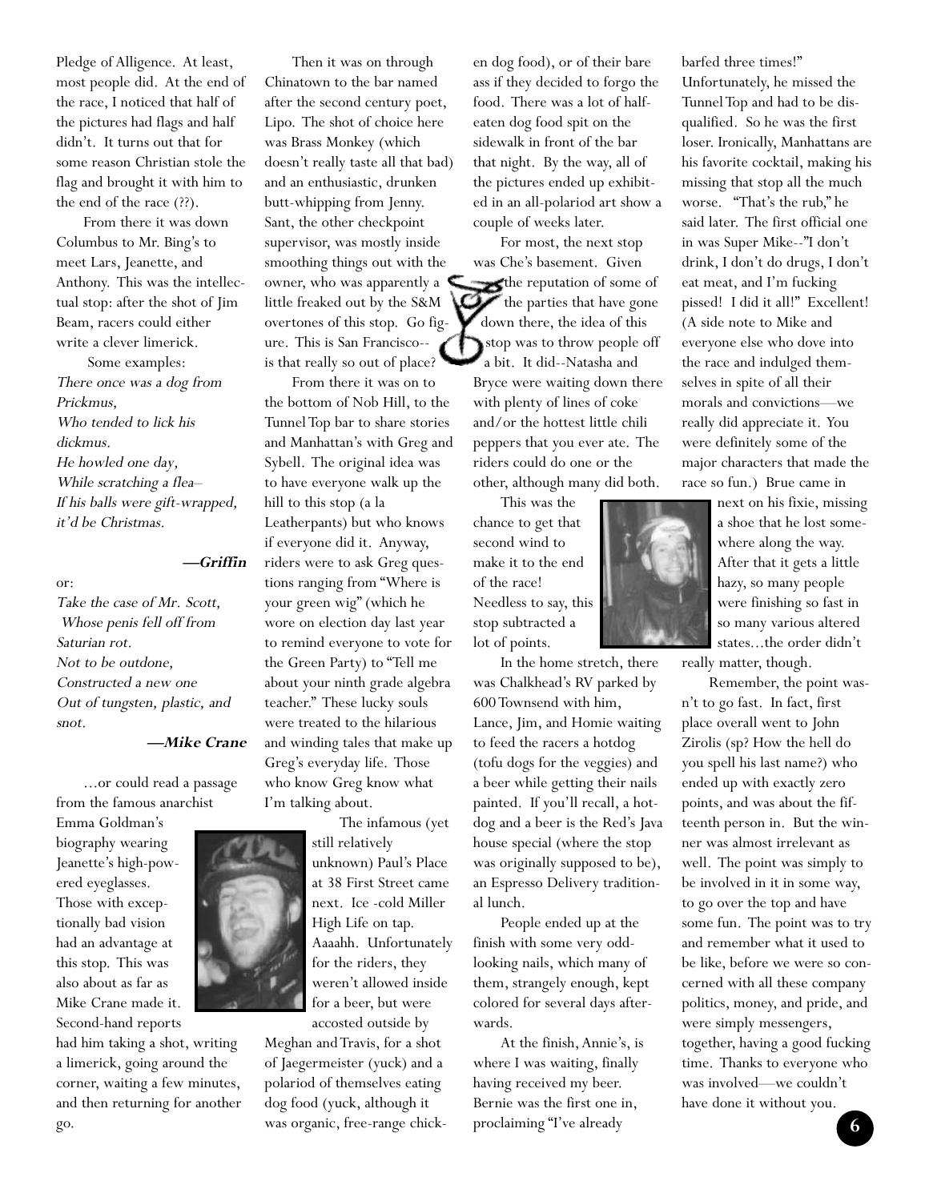Pledge of Alligence. At least, most people did. At the end of the race, I noticed that half of the pictures had flags and half didn't. It turns out that for some reason Christian stole the flag and brought it with him to the end of the race (??).

From there it was down Columbus to Mr. Bing's to meet Lars, Jeanette, and Anthony. This was the intellectual stop: after the shot of Jim Beam, racers could either write a clever limerick.

Some examples:

*There once was a dog from Prickmus,*
*Who tended to lick his dickmus.*
*He howled one day,*
*While scratching a flea–*
*If his balls were gift-wrapped, it'd be Christmas.*

***—Griffin***

or:

*Take the case of Mr. Scott,*
*Whose penis fell off from Saturian rot.*
*Not to be outdone,*
*Constructed a new one*
*Out of tungsten, plastic, and snot.*

***—Mike Crane***

...or could read a passage from the famous anarchist Emma Goldman's biography wearing Jeanette's high-powered eyeglasses. Those with exceptionally bad vision had an advantage at this stop. This was also about as far as Mike Crane made it. Second-hand reports had him taking a shot, writing a limerick, going around the corner, waiting a few minutes, and then returning for another go.

Then it was on through Chinatown to the bar named after the second century poet, Lipo. The shot of choice here was Brass Monkey (which doesn't really taste all that bad) and an enthusiastic, drunken butt-whipping from Jenny. Sant, the other checkpoint supervisor, was mostly inside smoothing things out with the owner, who was apparently a little freaked out by the S&M overtones of this stop. Go figure. This is San Francisco--is that really so out of place?

From there it was on to the bottom of Nob Hill, to the Tunnel Top bar to share stories and Manhattan's with Greg and Sybell. The original idea was to have everyone walk up the hill to this stop (a la Leatherpants) but who knows if everyone did it. Anyway, riders were to ask Greg questions ranging from "Where is your green wig" (which he wore on election day last year to remind everyone to vote for the Green Party) to "Tell me about your ninth grade algebra teacher." These lucky souls were treated to the hilarious and winding tales that make up Greg's everyday life. Those who know Greg know what I'm talking about.

The infamous (yet still relatively unknown) Paul's Place at 38 First Street came next. Ice -cold Miller High Life on tap. Aaaahh. Unfortunately for the riders, they weren't allowed inside for a beer, but were accosted outside by Meghan and Travis, for a shot of Jaegermeister (yuck) and a polariod of themselves eating dog food (yuck, although it was organic, free-range chicken dog food), or of their bare ass if they decided to forgo the food. There was a lot of half-eaten dog food spit on the sidewalk in front of the bar that night. By the way, all of the pictures ended up exhibited in an all-polariod art show a couple of weeks later.

For most, the next stop was Che's basement. Given the reputation of some of the parties that have gone down there, the idea of this stop was to throw people off a bit. It did--Natasha and Bryce were waiting down there with plenty of lines of coke and/or the hottest little chili peppers that you ever ate. The riders could do one or the other, although many did both.

This was the chance to get that second wind to make it to the end of the race! Needless to say, this stop subtracted a lot of points.

In the home stretch, there was Chalkhead's RV parked by 600 Townsend with him, Lance, Jim, and Homie waiting to feed the racers a hotdog (tofu dogs for the veggies) and a beer while getting their nails painted. If you'll recall, a hotdog and a beer is the Red's Java house special (where the stop was originally supposed to be), an Espresso Delivery traditional lunch.

People ended up at the finish with some very odd-looking nails, which many of them, strangely enough, kept colored for several days afterwards.

At the finish, Annie's, is where I was waiting, finally having received my beer. Bernie was the first one in, proclaiming "I've already barfed three times!" Unfortunately, he missed the Tunnel Top and had to be disqualified. So he was the first loser. Ironically, Manhattans are his favorite cocktail, making his missing that stop all the much worse. "That's the rub," he said later. The first official one in was Super Mike--"I don't drink, I don't do drugs, I don't eat meat, and I'm fucking pissed! I did it all!" Excellent! (A side note to Mike and everyone else who dove into the race and indulged themselves in spite of all their morals and convictions—we really did appreciate it. You were definitely some of the major characters that made the race so fun.) Brue came in next on his fixie, missing a shoe that he lost somewhere along the way. After that it gets a little hazy, so many people were finishing so fast in so many various altered states...the order didn't really matter, though.

Remember, the point wasn't to go fast. In fact, first place overall went to John Zirolis (sp? How the hell do you spell his last name?) who ended up with exactly zero points, and was about the fifteenth person in. But the winner was almost irrelevant as well. The point was simply to be involved in it in some way, to go over the top and have some fun. The point was to try and remember what it used to be like, before we were so concerned with all these company politics, money, and pride, and were simply messengers, together, having a good fucking time. Thanks to everyone who was involved—we couldn't have done it without you.